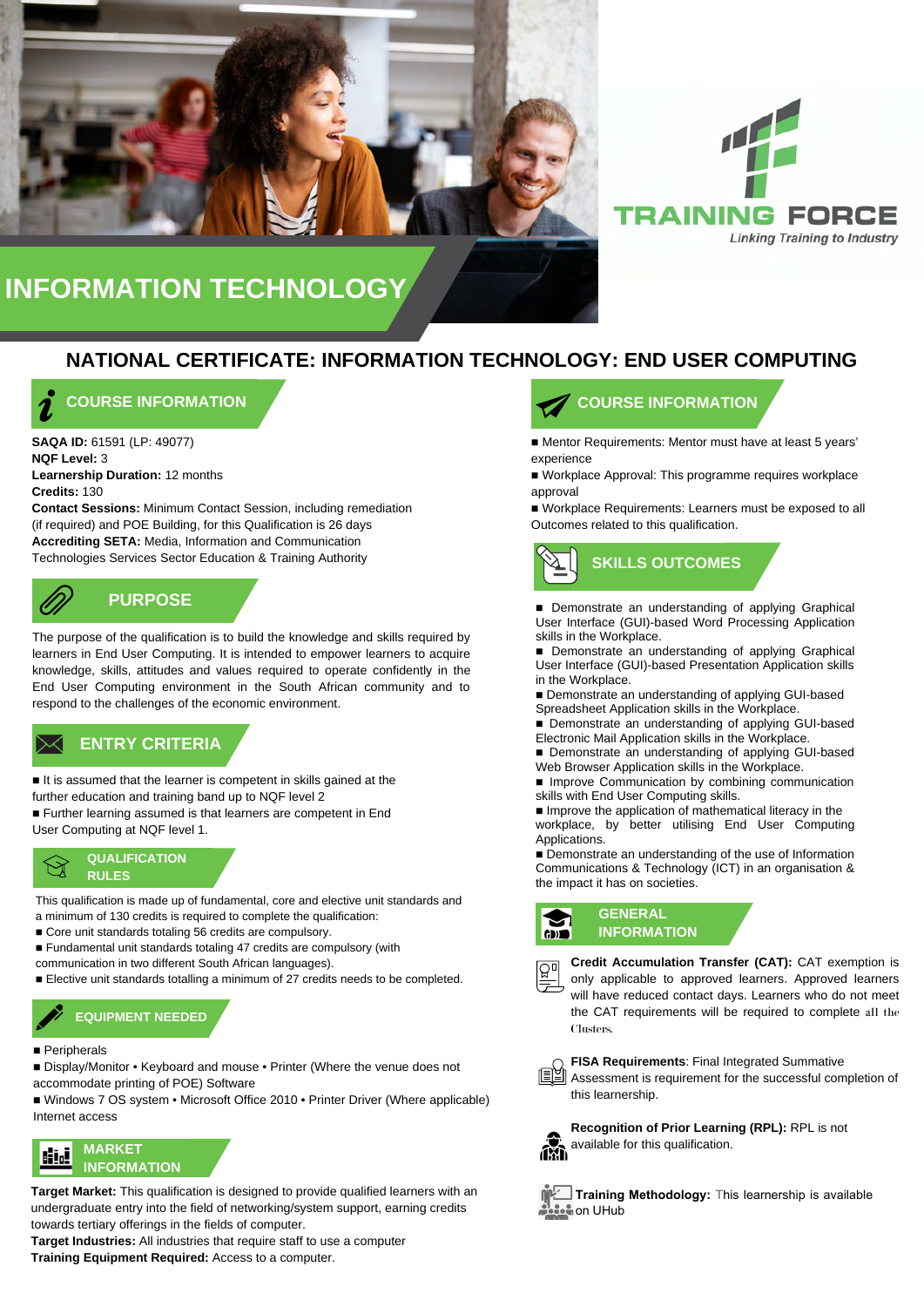TRAINING FORCE

*Linking Training to Industry*

# INFORMATION TECHNOLOGY

## NATIONAL CERTIFICATE: INFORMATION TECHNOLOGY: END USER COMPUTING

### COURSE INFORMATION

**SAQA ID:** 61591 (LP: 49077)
**NQF Level:** 3
**Learnership Duration:** 12 months
**Credits:** 130
**Contact Sessions:** Minimum Contact Session, including remediation (if required) and POE Building, for this Qualification is 26 days
**Accrediting SETA:** Media, Information and Communication Technologies Services Sector Education & Training Authority

### PURPOSE

The purpose of the qualification is to build the knowledge and skills required by learners in End User Computing. It is intended to empower learners to acquire knowledge, skills, attitudes and values required to operate confidently in the End User Computing environment in the South African community and to respond to the challenges of the economic environment.

### ENTRY CRITERIA

- It is assumed that the learner is competent in skills gained at the further education and training band up to NQF level 2
- Further learning assumed is that learners are competent in End User Computing at NQF level 1.

### QUALIFICATION RULES

This qualification is made up of fundamental, core and elective unit standards and a minimum of 130 credits is required to complete the qualification:

- Core unit standards totaling 56 credits are compulsory.
- Fundamental unit standards totaling 47 credits are compulsory (with communication in two different South African languages).
- Elective unit standards totalling a minimum of 27 credits needs to be completed.

### EQUIPMENT NEEDED

- Peripherals
- Display/Monitor • Keyboard and mouse • Printer (Where the venue does not accommodate printing of POE) Software
- Windows 7 OS system • Microsoft Office 2010 • Printer Driver (Where applicable) Internet access

### MARKET INFORMATION

**Target Market:** This qualification is designed to provide qualified learners with an undergraduate entry into the field of networking/system support, earning credits towards tertiary offerings in the fields of computer.
**Target Industries:** All industries that require staff to use a computer
**Training Equipment Required:** Access to a computer.

### COURSE INFORMATION

- Mentor Requirements: Mentor must have at least 5 years' experience
- Workplace Approval: This programme requires workplace approval
- Workplace Requirements: Learners must be exposed to all Outcomes related to this qualification.

### SKILLS OUTCOMES

- Demonstrate an understanding of applying Graphical User Interface (GUI)-based Word Processing Application skills in the Workplace.
- Demonstrate an understanding of applying Graphical User Interface (GUI)-based Presentation Application skills in the Workplace.
- Demonstrate an understanding of applying GUI-based Spreadsheet Application skills in the Workplace.
- Demonstrate an understanding of applying GUI-based Electronic Mail Application skills in the Workplace.
- Demonstrate an understanding of applying GUI-based Web Browser Application skills in the Workplace.
- Improve Communication by combining communication skills with End User Computing skills.
- Improve the application of mathematical literacy in the workplace, by better utilising End User Computing Applications.
- Demonstrate an understanding of the use of Information Communications & Technology (ICT) in an organisation & the impact it has on societies.

### GENERAL INFORMATION

**Credit Accumulation Transfer (CAT):** CAT exemption is only applicable to approved learners. Approved learners will have reduced contact days. Learners who do not meet the CAT requirements will be required to complete all the Clusters.

**FISA Requirements**: Final Integrated Summative Assessment is requirement for the successful completion of this learnership.

**Recognition of Prior Learning (RPL):** RPL is not available for this qualification.

**Training Methodology:** This learnership is available on UHub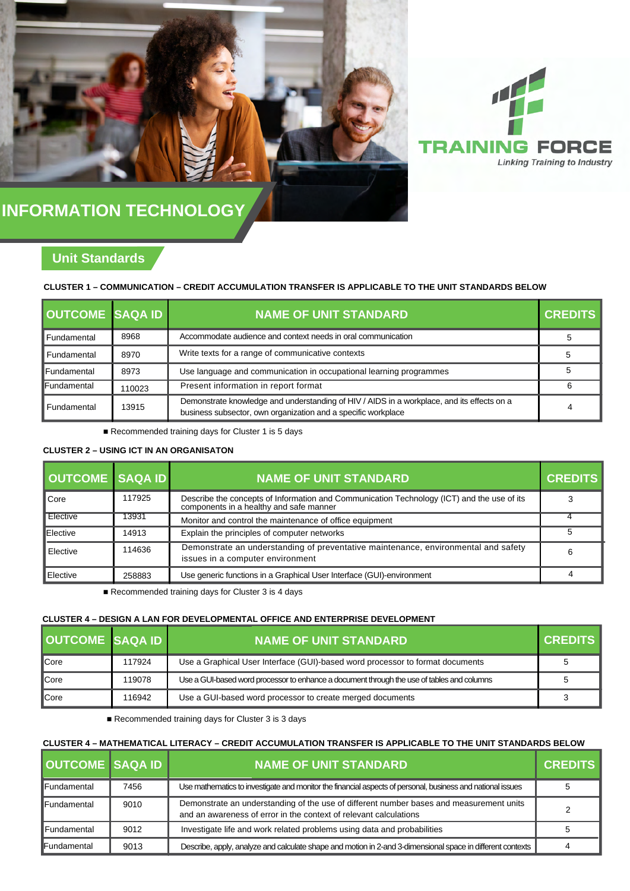TRAINING FORCE

*Linking Training to Industry*

# INFORMATION TECHNOLOGY

## Unit Standards

**CLUSTER 1 – COMMUNICATION – CREDIT ACCUMULATION TRANSFER IS APPLICABLE TO THE UNIT STANDARDS BELOW**

| OUTCOME | SAQA ID | NAME OF UNIT STANDARD | CREDITS |
|---|---|---|---|
| Fundamental | 8968 | Accommodate audience and context needs in oral communication | 5 |
| Fundamental | 8970 | Write texts for a range of communicative contexts | 5 |
| Fundamental | 8973 | Use language and communication in occupational learning programmes | 5 |
| Fundamental | 110023 | Present information in report format | 6 |
| Fundamental | 13915 | Demonstrate knowledge and understanding of HIV / AIDS in a workplace, and its effects on a business subsector, own organization and a specific workplace | 4 |

- Recommended training days for Cluster 1 is 5 days

**CLUSTER 2 – USING ICT IN AN ORGANISATON**

| OUTCOME | SAQA ID | NAME OF UNIT STANDARD | CREDITS |
|---|---|---|---|
| Core | 117925 | Describe the concepts of Information and Communication Technology (ICT) and the use of its components in a healthy and safe manner | 3 |
| Elective | 13931 | Monitor and control the maintenance of office equipment | 4 |
| Elective | 14913 | Explain the principles of computer networks | 5 |
| Elective | 114636 | Demonstrate an understanding of preventative maintenance, environmental and safety issues in a computer environment | 6 |
| Elective | 258883 | Use generic functions in a Graphical User Interface (GUI)-environment | 4 |

- Recommended training days for Cluster 3 is 4 days

**CLUSTER 4 – DESIGN A LAN FOR DEVELOPMENTAL OFFICE AND ENTERPRISE DEVELOPMENT**

| OUTCOME | SAQA ID | NAME OF UNIT STANDARD | CREDITS |
|---|---|---|---|
| Core | 117924 | Use a Graphical User Interface (GUI)-based word processor to format documents | 5 |
| Core | 119078 | Use a GUI-based word processor to enhance a document through the use of tables and columns | 5 |
| Core | 116942 | Use a GUI-based word processor to create merged documents | 3 |

- Recommended training days for Cluster 3 is 3 days

**CLUSTER 4 – MATHEMATICAL LITERACY – CREDIT ACCUMULATION TRANSFER IS APPLICABLE TO THE UNIT STANDARDS BELOW**

| OUTCOME | SAQA ID | NAME OF UNIT STANDARD | CREDITS |
|---|---|---|---|
| Fundamental | 7456 | Use mathematics to investigate and monitor the financial aspects of personal, business and national issues | 5 |
| Fundamental | 9010 | Demonstrate an understanding of the use of different number bases and measurement units and an awareness of error in the context of relevant calculations | 2 |
| Fundamental | 9012 | Investigate life and work related problems using data and probabilities | 5 |
| Fundamental | 9013 | Describe, apply, analyze and calculate shape and motion in 2-and 3-dimensional space in different contexts | 4 |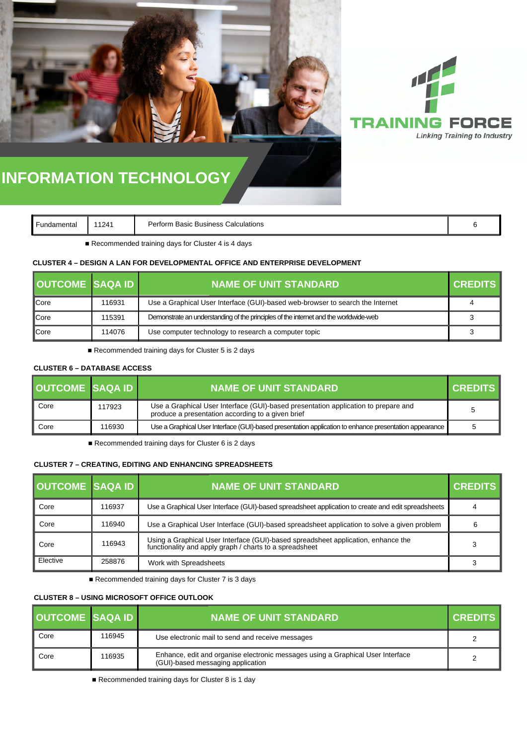# INFORMATION TECHNOLOGY

TRAINING FORCE

*Linking Training to Industry*

| Fundamental | 11241 | Perform Basic Business Calculations | 6 |
|---|---|---|---|

- Recommended training days for Cluster 4 is 4 days

### CLUSTER 4 – DESIGN A LAN FOR DEVELOPMENTAL OFFICE AND ENTERPRISE DEVELOPMENT

| OUTCOME | SAQA ID | NAME OF UNIT STANDARD | CREDITS |
|---|---|---|---|
| Core | 116931 | Use a Graphical User Interface (GUI)-based web-browser to search the Internet | 4 |
| Core | 115391 | Demonstrate an understanding of the principles of the internet and the worldwide-web | 3 |
| Core | 114076 | Use computer technology to research a computer topic | 3 |

- Recommended training days for Cluster 5 is 2 days

### CLUSTER 6 – DATABASE ACCESS

| OUTCOME | SAQA ID | NAME OF UNIT STANDARD | CREDITS |
|---|---|---|---|
| Core | 117923 | Use a Graphical User Interface (GUI)-based presentation application to prepare and produce a presentation according to a given brief | 5 |
| Core | 116930 | Use a Graphical User Interface (GUI)-based presentation application to enhance presentation appearance | 5 |

- Recommended training days for Cluster 6 is 2 days

### CLUSTER 7 – CREATING, EDITING AND ENHANCING SPREADSHEETS

| OUTCOME | SAQA ID | NAME OF UNIT STANDARD | CREDITS |
|---|---|---|---|
| Core | 116937 | Use a Graphical User Interface (GUI)-based spreadsheet application to create and edit spreadsheets | 4 |
| Core | 116940 | Use a Graphical User Interface (GUI)-based spreadsheet application to solve a given problem | 6 |
| Core | 116943 | Using a Graphical User Interface (GUI)-based spreadsheet application, enhance the functionality and apply graph / charts to a spreadsheet | 3 |
| Elective | 258876 | Work with Spreadsheets | 3 |

- Recommended training days for Cluster 7 is 3 days

### CLUSTER 8 – USING MICROSOFT OFFICE OUTLOOK

| OUTCOME | SAQA ID | NAME OF UNIT STANDARD | CREDITS |
|---|---|---|---|
| Core | 116945 | Use electronic mail to send and receive messages | 2 |
| Core | 116935 | Enhance, edit and organise electronic messages using a Graphical User Interface (GUI)-based messaging application | 2 |

- Recommended training days for Cluster 8 is 1 day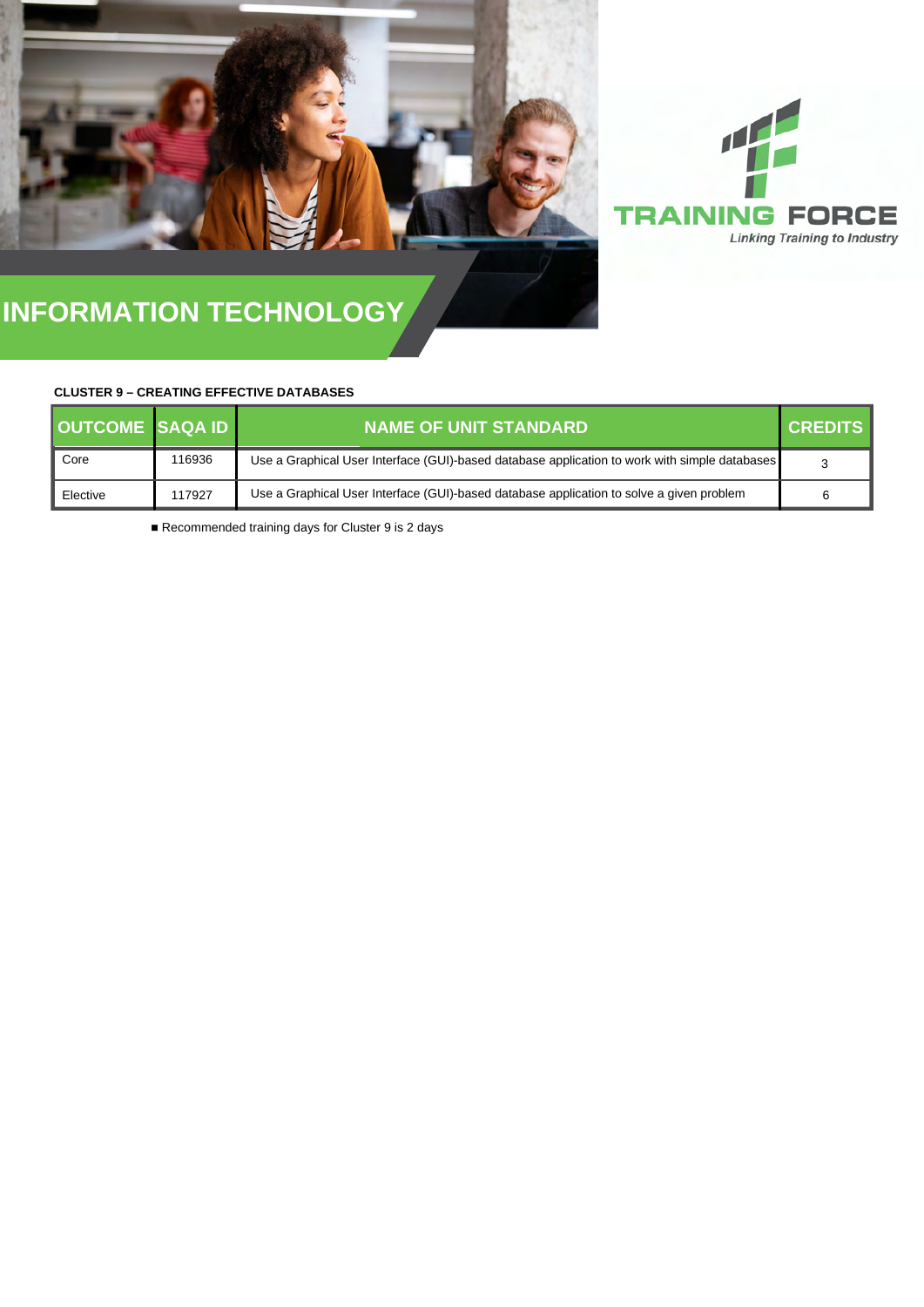# INFORMATION TECHNOLOGY

TRAINING FORCE
*Linking Training to Industry*

**CLUSTER 9 – CREATING EFFECTIVE DATABASES**

| OUTCOME | SAQA ID | NAME OF UNIT STANDARD | CREDITS |
|---|---|---|---|
| Core | 116936 | Use a Graphical User Interface (GUI)-based database application to work with simple databases | 3 |
| Elective | 117927 | Use a Graphical User Interface (GUI)-based database application to solve a given problem | 6 |

- Recommended training days for Cluster 9 is 2 days